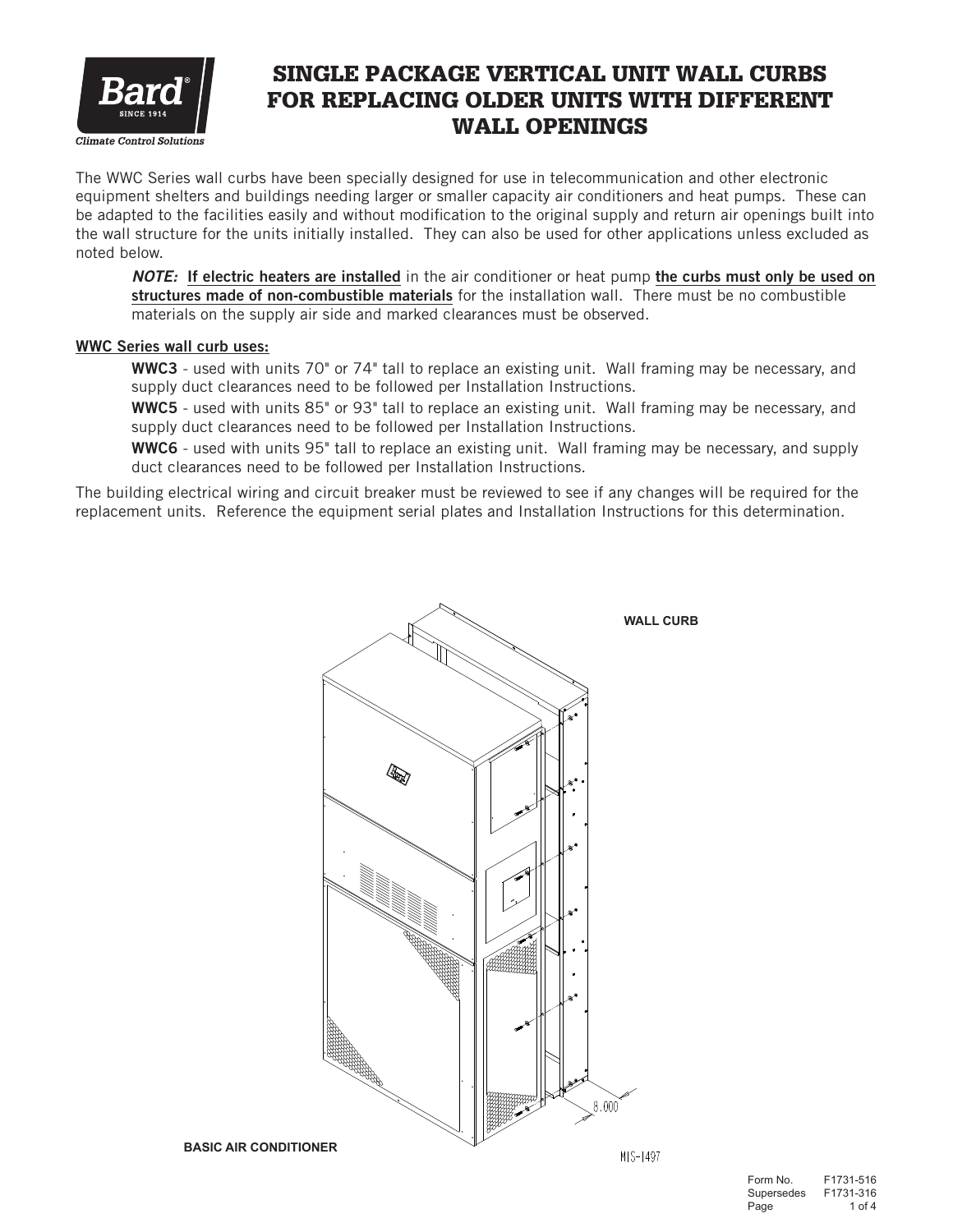# SINGLE PACKAGE VERTICAL UNIT WALL CURBS FOR REPLACING OLDER UNITS WITH DIFFERENT WALL OPENINGS

The WWC Series wall curbs have been specially designed for use in telecommunication and other electronic equipment shelters and buildings needing larger or smaller capacity air conditioners and heat pumps. These can be adapted to the facilities easily and without modification to the original supply and return air openings built into the wall structure for the units initially installed. They can also be used for other applications unless excluded as noted below.

> ***NOTE:*** **If electric heaters are installed** in the air conditioner or heat pump **the curbs must only be used on structures made of non-combustible materials** for the installation wall. There must be no combustible materials on the supply air side and marked clearances must be observed.

**WWC Series wall curb uses:**

> **WWC3** - used with units 70" or 74" tall to replace an existing unit. Wall framing may be necessary, and supply duct clearances need to be followed per Installation Instructions.
>
> **WWC5** - used with units 85" or 93" tall to replace an existing unit. Wall framing may be necessary, and supply duct clearances need to be followed per Installation Instructions.
>
> **WWC6** - used with units 95" tall to replace an existing unit. Wall framing may be necessary, and supply duct clearances need to be followed per Installation Instructions.

The building electrical wiring and circuit breaker must be reviewed to see if any changes will be required for the replacement units. Reference the equipment serial plates and Installation Instructions for this determination.

WALL CURB

8.000

BASIC AIR CONDITIONER

MIS-1497

Form No. F1731-516
Supersedes F1731-316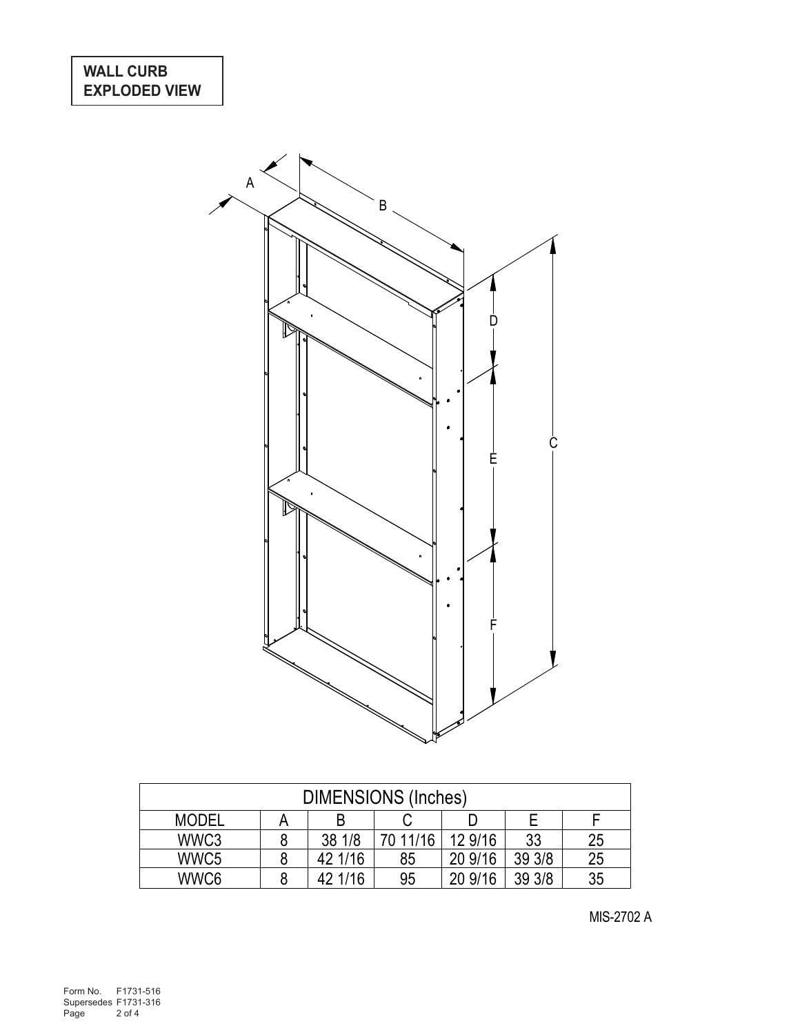**WALL CURB EXPLODED VIEW**

| DIMENSIONS (Inches) | | | | | | |
|---|---|---|---|---|---|---|
| MODEL | A | B | C | D | E | F |
| WWC3 | 8 | 38 1/8 | 70 11/16 | 12 9/16 | 33 | 25 |
| WWC5 | 8 | 42 1/16 | 85 | 20 9/16 | 39 3/8 | 25 |
| WWC6 | 8 | 42 1/16 | 95 | 20 9/16 | 39 3/8 | 35 |

MIS-2702 A

Form No. F1731-516
Supersedes F1731-316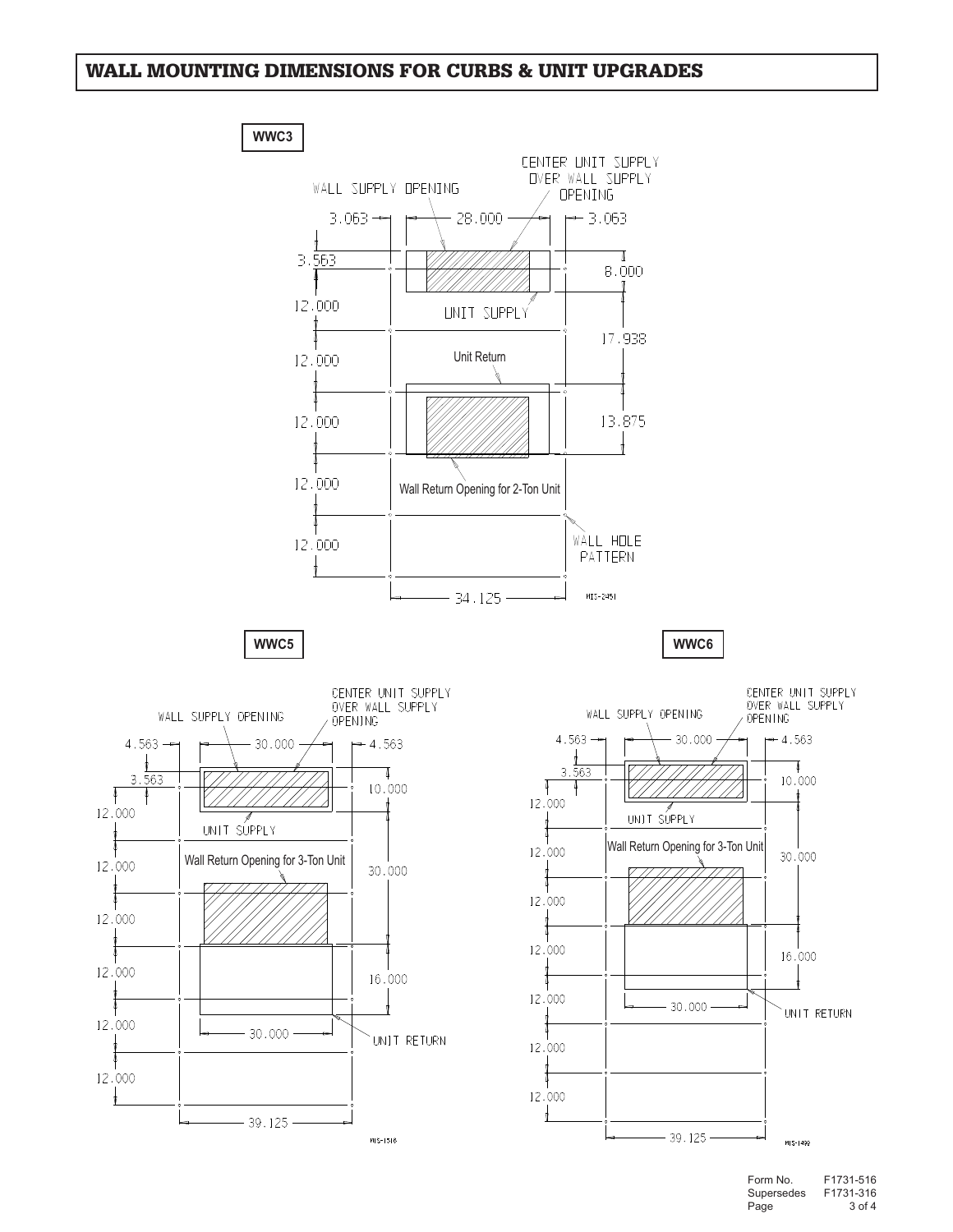# WALL MOUNTING DIMENSIONS FOR CURBS & UNIT UPGRADES

**WWC3**

CENTER UNIT SUPPLY OVER WALL SUPPLY OPENING

WALL SUPPLY OPENING

3.063 — 28.000 — 3.063

3.563

8.000

12.000

UNIT SUPPLY

17.938

12.000

Unit Return

12.000

13.875

12.000

Wall Return Opening for 2-Ton Unit

12.000

WALL HOLE PATTERN

34.125

MIS-2451

**WWC5**

CENTER UNIT SUPPLY OVER WALL SUPPLY OPENING

WALL SUPPLY OPENING

4.563 — 30.000 — 4.563

3.563

10.000

12.000

UNIT SUPPLY

12.000

Wall Return Opening for 3-Ton Unit

30.000

12.000

12.000

16.000

12.000

30.000

UNIT RETURN

12.000

39.125

MIS-1518

**WWC6**

CENTER UNIT SUPPLY OVER WALL SUPPLY OPENING

WALL SUPPLY OPENING

4.563 — 30.000 — 4.563

3.563

10.000

12.000

UNIT SUPPLY

12.000

Wall Return Opening for 3-Ton Unit

30.000

12.000

12.000

16.000

12.000

30.000

UNIT RETURN

12.000

12.000

39.125

MIS-1499

Form No. F1731-516
Supersedes F1731-316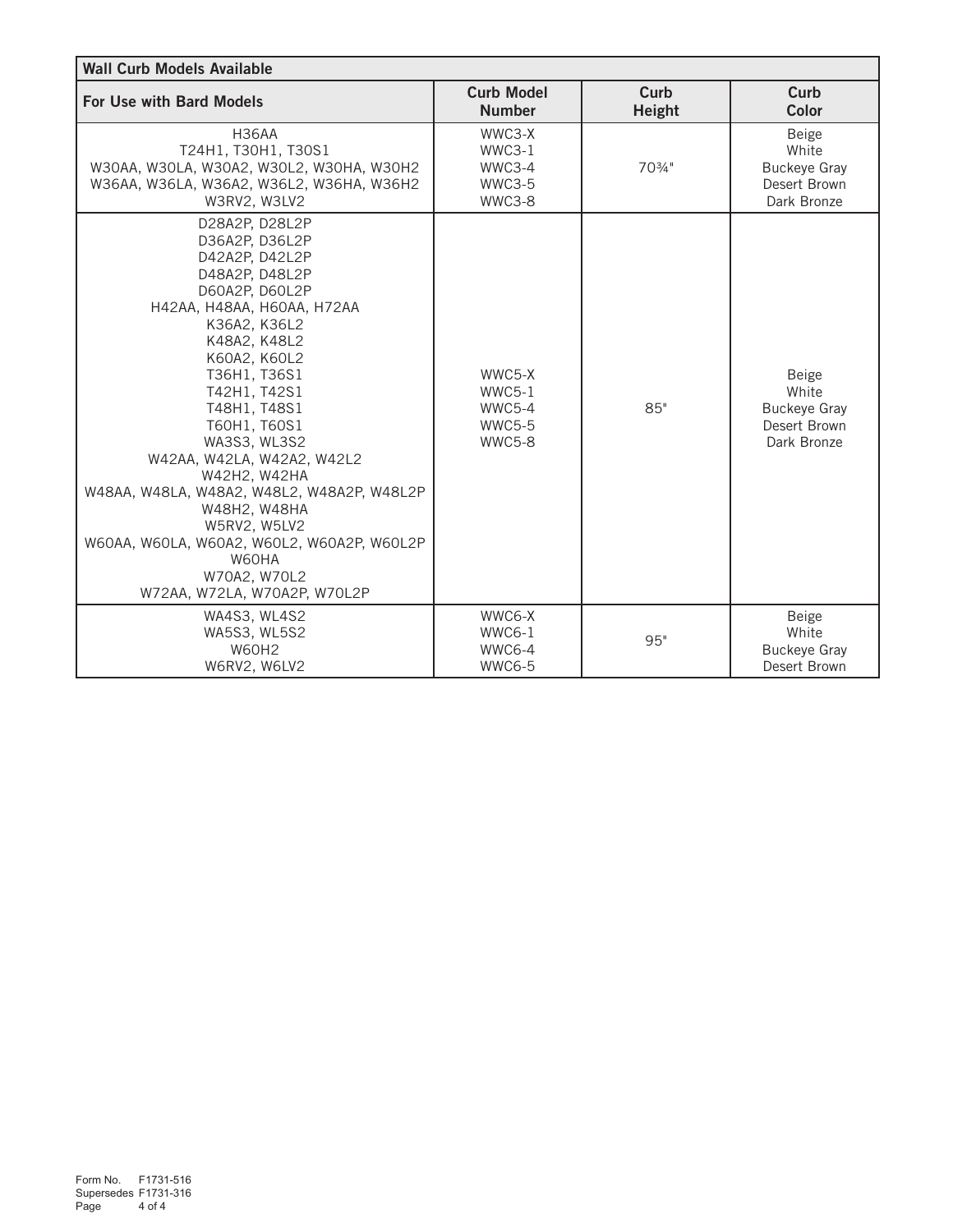| Wall Curb Models Available | | | |
|---|---|---|---|
| **For Use with Bard Models** | **Curb Model Number** | **Curb Height** | **Curb Color** |
| H36AA<br>T24H1, T30H1, T30S1<br>W30AA, W30LA, W30A2, W30L2, W30HA, W30H2<br>W36AA, W36LA, W36A2, W36L2, W36HA, W36H2<br>W3RV2, W3LV2 | WWC3-X<br>WWC3-1<br>WWC3-4<br>WWC3-5<br>WWC3-8 | 70¾" | Beige<br>White<br>Buckeye Gray<br>Desert Brown<br>Dark Bronze |
| D28A2P, D28L2P<br>D36A2P, D36L2P<br>D42A2P, D42L2P<br>D48A2P, D48L2P<br>D60A2P, D60L2P<br>H42AA, H48AA, H60AA, H72AA<br>K36A2, K36L2<br>K48A2, K48L2<br>K60A2, K60L2<br>T36H1, T36S1<br>T42H1, T42S1<br>T48H1, T48S1<br>T60H1, T60S1<br>WA3S3, WL3S2<br>W42AA, W42LA, W42A2, W42L2<br>W42H2, W42HA<br>W48AA, W48LA, W48A2, W48L2, W48A2P, W48L2P<br>W48H2, W48HA<br>W5RV2, W5LV2<br>W60AA, W60LA, W60A2, W60L2, W60A2P, W60L2P<br>W60HA<br>W70A2, W70L2<br>W72AA, W72LA, W70A2P, W70L2P | WWC5-X<br>WWC5-1<br>WWC5-4<br>WWC5-5<br>WWC5-8 | 85" | Beige<br>White<br>Buckeye Gray<br>Desert Brown<br>Dark Bronze |
| WA4S3, WL4S2<br>WA5S3, WL5S2<br>W60H2<br>W6RV2, W6LV2 | WWC6-X<br>WWC6-1<br>WWC6-4<br>WWC6-5 | 95" | Beige<br>White<br>Buckeye Gray<br>Desert Brown |

Form No. F1731-516
Supersedes F1731-316